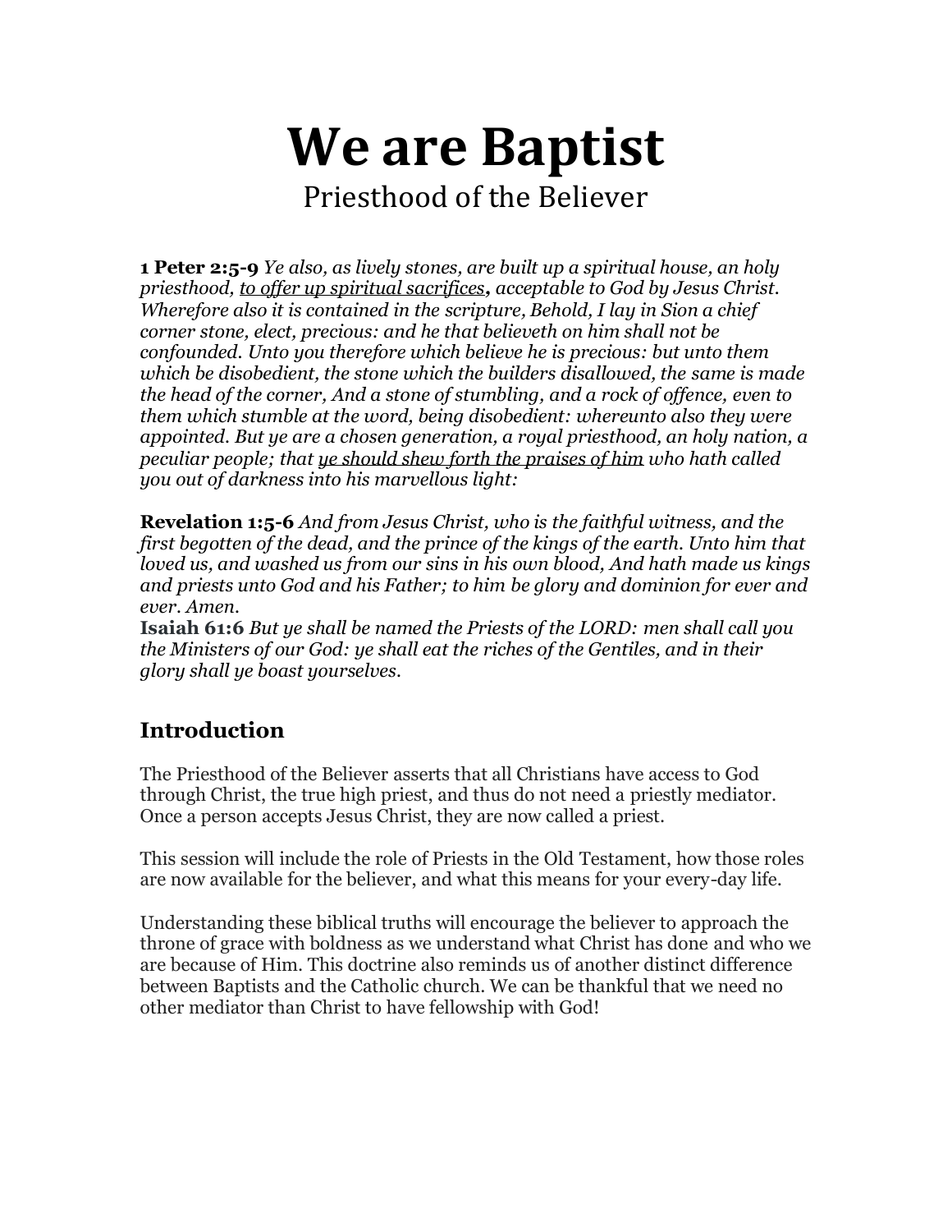# We are Baptist

Priesthood of the Believer

**1 Peter 2:5-9** *Ye also, as lively stones, are built up a spiritual house, an holy priesthood, <u>to offer up spiritual sacrifices</u>, acceptable to God by Jesus Christ. Wherefore also it is contained in the scripture, Behold, I lay in Sion a chief corner stone, elect, precious: and he that believeth on him shall not be confounded. Unto you therefore which believe he is precious: but unto them which be disobedient, the stone which the builders disallowed, the same is made the head of the corner, And a stone of stumbling, and a rock of offence, even to them which stumble at the word, being disobedient: whereunto also they were appointed. But ye are a chosen generation, a royal priesthood, an holy nation, a peculiar people; that <u>ye should shew forth the praises of him</u> who hath called you out of darkness into his marvellous light:*

**Revelation 1:5-6** *And from Jesus Christ, who is the faithful witness, and the first begotten of the dead, and the prince of the kings of the earth. Unto him that loved us, and washed us from our sins in his own blood, And hath made us kings and priests unto God and his Father; to him be glory and dominion for ever and ever. Amen.*

**Isaiah 61:6** *But ye shall be named the Priests of the LORD: men shall call you the Ministers of our God: ye shall eat the riches of the Gentiles, and in their glory shall ye boast yourselves.*

## Introduction

The Priesthood of the Believer asserts that all Christians have access to God through Christ, the true high priest, and thus do not need a priestly mediator. Once a person accepts Jesus Christ, they are now called a priest.

This session will include the role of Priests in the Old Testament, how those roles are now available for the believer, and what this means for your every-day life.

Understanding these biblical truths will encourage the believer to approach the throne of grace with boldness as we understand what Christ has done and who we are because of Him. This doctrine also reminds us of another distinct difference between Baptists and the Catholic church. We can be thankful that we need no other mediator than Christ to have fellowship with God!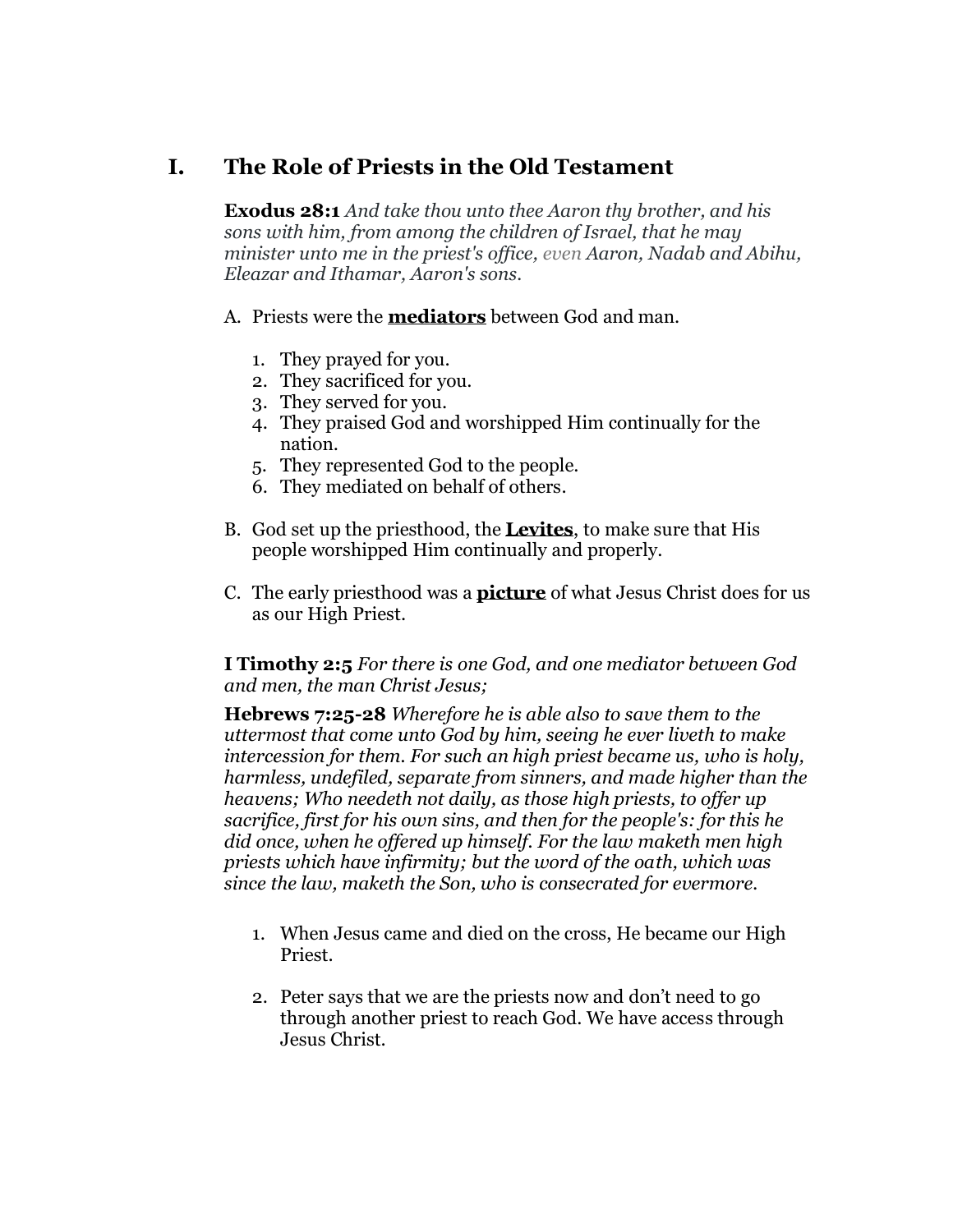# I. The Role of Priests in the Old Testament

**Exodus 28:1** *And take thou unto thee Aaron thy brother, and his sons with him, from among the children of Israel, that he may minister unto me in the priest's office, even Aaron, Nadab and Abihu, Eleazar and Ithamar, Aaron's sons.*

A. Priests were the **mediators** between God and man.

1. They prayed for you.
2. They sacrificed for you.
3. They served for you.
4. They praised God and worshipped Him continually for the nation.
5. They represented God to the people.
6. They mediated on behalf of others.

B. God set up the priesthood, the **Levites**, to make sure that His people worshipped Him continually and properly.

C. The early priesthood was a **picture** of what Jesus Christ does for us as our High Priest.

**I Timothy 2:5** *For there is one God, and one mediator between God and men, the man Christ Jesus;*

**Hebrews 7:25-28** *Wherefore he is able also to save them to the uttermost that come unto God by him, seeing he ever liveth to make intercession for them. For such an high priest became us, who is holy, harmless, undefiled, separate from sinners, and made higher than the heavens; Who needeth not daily, as those high priests, to offer up sacrifice, first for his own sins, and then for the people's: for this he did once, when he offered up himself. For the law maketh men high priests which have infirmity; but the word of the oath, which was since the law, maketh the Son, who is consecrated for evermore.*

1. When Jesus came and died on the cross, He became our High Priest.

2. Peter says that we are the priests now and don't need to go through another priest to reach God. We have access through Jesus Christ.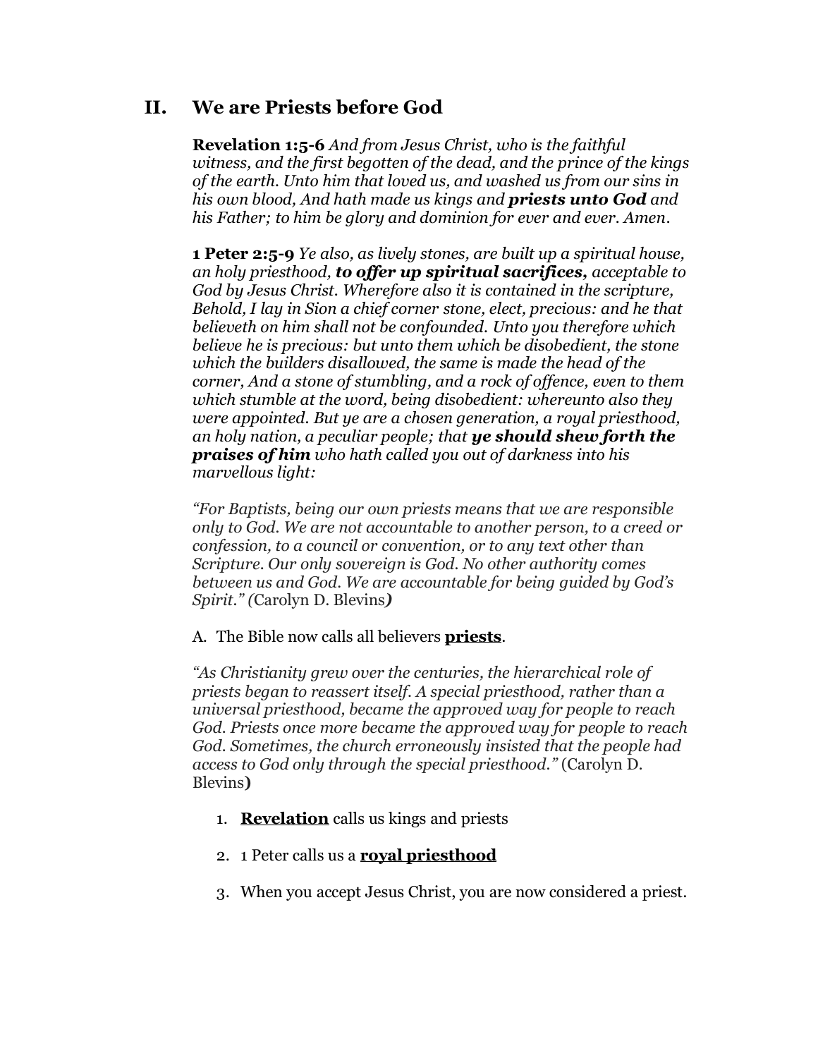## II. We are Priests before God

**Revelation 1:5-6** *And from Jesus Christ, who is the faithful witness, and the first begotten of the dead, and the prince of the kings of the earth. Unto him that loved us, and washed us from our sins in his own blood, And hath made us kings and **priests unto God** and his Father; to him be glory and dominion for ever and ever. Amen.*

**1 Peter 2:5-9** *Ye also, as lively stones, are built up a spiritual house, an holy priesthood, **to offer up spiritual sacrifices,** acceptable to God by Jesus Christ. Wherefore also it is contained in the scripture, Behold, I lay in Sion a chief corner stone, elect, precious: and he that believeth on him shall not be confounded. Unto you therefore which believe he is precious: but unto them which be disobedient, the stone which the builders disallowed, the same is made the head of the corner, And a stone of stumbling, and a rock of offence, even to them which stumble at the word, being disobedient: whereunto also they were appointed. But ye are a chosen generation, a royal priesthood, an holy nation, a peculiar people; that **ye should shew forth the praises of him** who hath called you out of darkness into his marvellous light:*

*"For Baptists, being our own priests means that we are responsible only to God. We are not accountable to another person, to a creed or confession, to a council or convention, or to any text other than Scripture. Our only sovereign is God. No other authority comes between us and God. We are accountable for being guided by God's Spirit." (*Carolyn D. Blevins*)*

A. The Bible now calls all believers **priests**.

*"As Christianity grew over the centuries, the hierarchical role of priests began to reassert itself. A special priesthood, rather than a universal priesthood, became the approved way for people to reach God. Priests once more became the approved way for people to reach God. Sometimes, the church erroneously insisted that the people had access to God only through the special priesthood."* (Carolyn D. Blevins**)**

1. **Revelation** calls us kings and priests
2. 1 Peter calls us a **royal priesthood**
3. When you accept Jesus Christ, you are now considered a priest.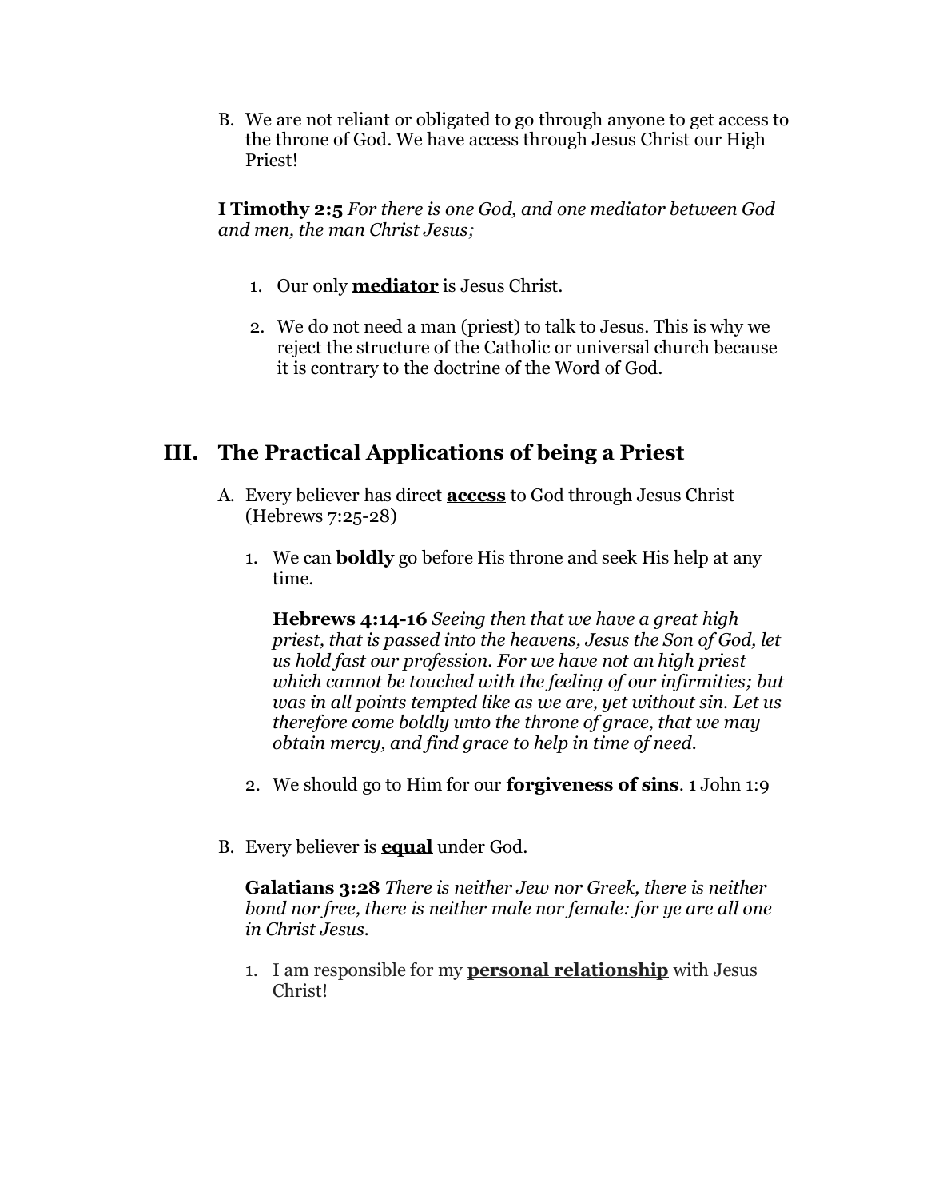B. We are not reliant or obligated to go through anyone to get access to the throne of God. We have access through Jesus Christ our High Priest!

**I Timothy 2:5** *For there is one God, and one mediator between God and men, the man Christ Jesus;*

1. Our only <u>**mediator**</u> is Jesus Christ.
2. We do not need a man (priest) to talk to Jesus. This is why we reject the structure of the Catholic or universal church because it is contrary to the doctrine of the Word of God.

## III. The Practical Applications of being a Priest

A. Every believer has direct <u>**access**</u> to God through Jesus Christ (Hebrews 7:25-28)

1. We can <u>**boldly**</u> go before His throne and seek His help at any time.

   **Hebrews 4:14-16** *Seeing then that we have a great high priest, that is passed into the heavens, Jesus the Son of God, let us hold fast our profession. For we have not an high priest which cannot be touched with the feeling of our infirmities; but was in all points tempted like as we are, yet without sin. Let us therefore come boldly unto the throne of grace, that we may obtain mercy, and find grace to help in time of need.*

2. We should go to Him for our <u>**forgiveness of sins**</u>. 1 John 1:9

B. Every believer is <u>**equal**</u> under God.

**Galatians 3:28** *There is neither Jew nor Greek, there is neither bond nor free, there is neither male nor female: for ye are all one in Christ Jesus.*

1. I am responsible for my <u>**personal relationship**</u> with Jesus Christ!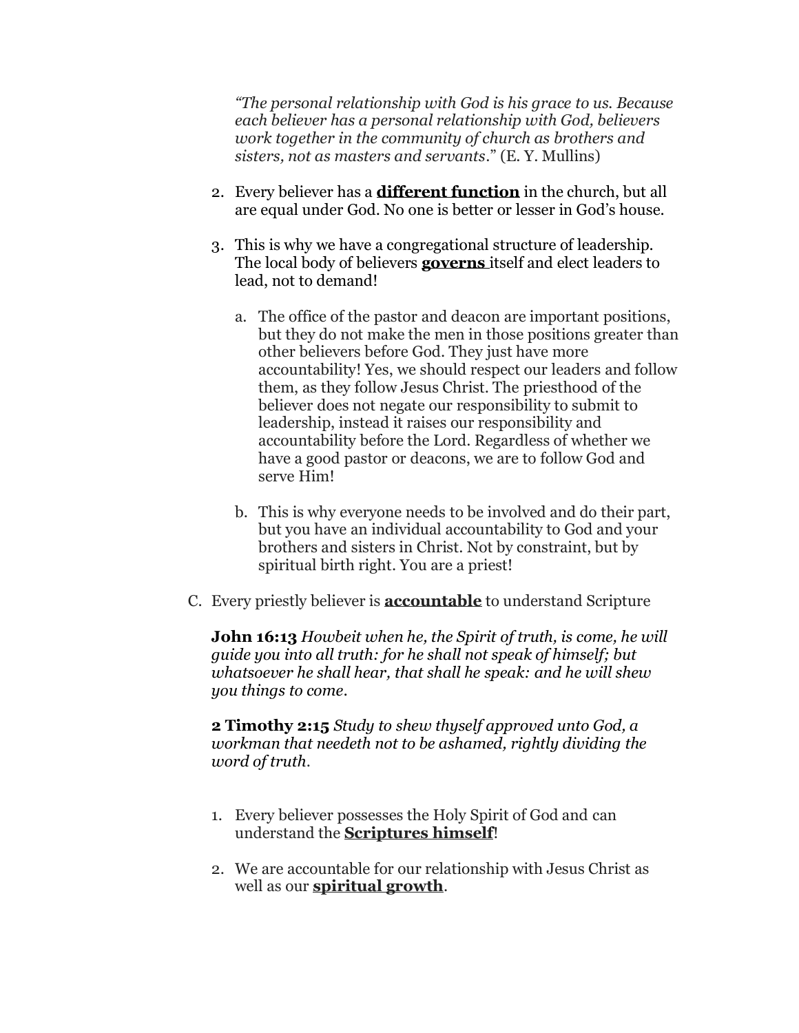*"The personal relationship with God is his grace to us. Because each believer has a personal relationship with God, believers work together in the community of church as brothers and sisters, not as masters and servants*." (E. Y. Mullins)

2. Every believer has a **different function** in the church, but all are equal under God. No one is better or lesser in God's house.

3. This is why we have a congregational structure of leadership. The local body of believers **governs** itself and elect leaders to lead, not to demand!

   a. The office of the pastor and deacon are important positions, but they do not make the men in those positions greater than other believers before God. They just have more accountability! Yes, we should respect our leaders and follow them, as they follow Jesus Christ. The priesthood of the believer does not negate our responsibility to submit to leadership, instead it raises our responsibility and accountability before the Lord. Regardless of whether we have a good pastor or deacons, we are to follow God and serve Him!

   b. This is why everyone needs to be involved and do their part, but you have an individual accountability to God and your brothers and sisters in Christ. Not by constraint, but by spiritual birth right. You are a priest!

C. Every priestly believer is **accountable** to understand Scripture

**John 16:13** *Howbeit when he, the Spirit of truth, is come, he will guide you into all truth: for he shall not speak of himself; but whatsoever he shall hear, that shall he speak: and he will shew you things to come*.

**2 Timothy 2:15** *Study to shew thyself approved unto God, a workman that needeth not to be ashamed, rightly dividing the word of truth*.

1. Every believer possesses the Holy Spirit of God and can understand the **Scriptures himself**!

2. We are accountable for our relationship with Jesus Christ as well as our **spiritual growth**.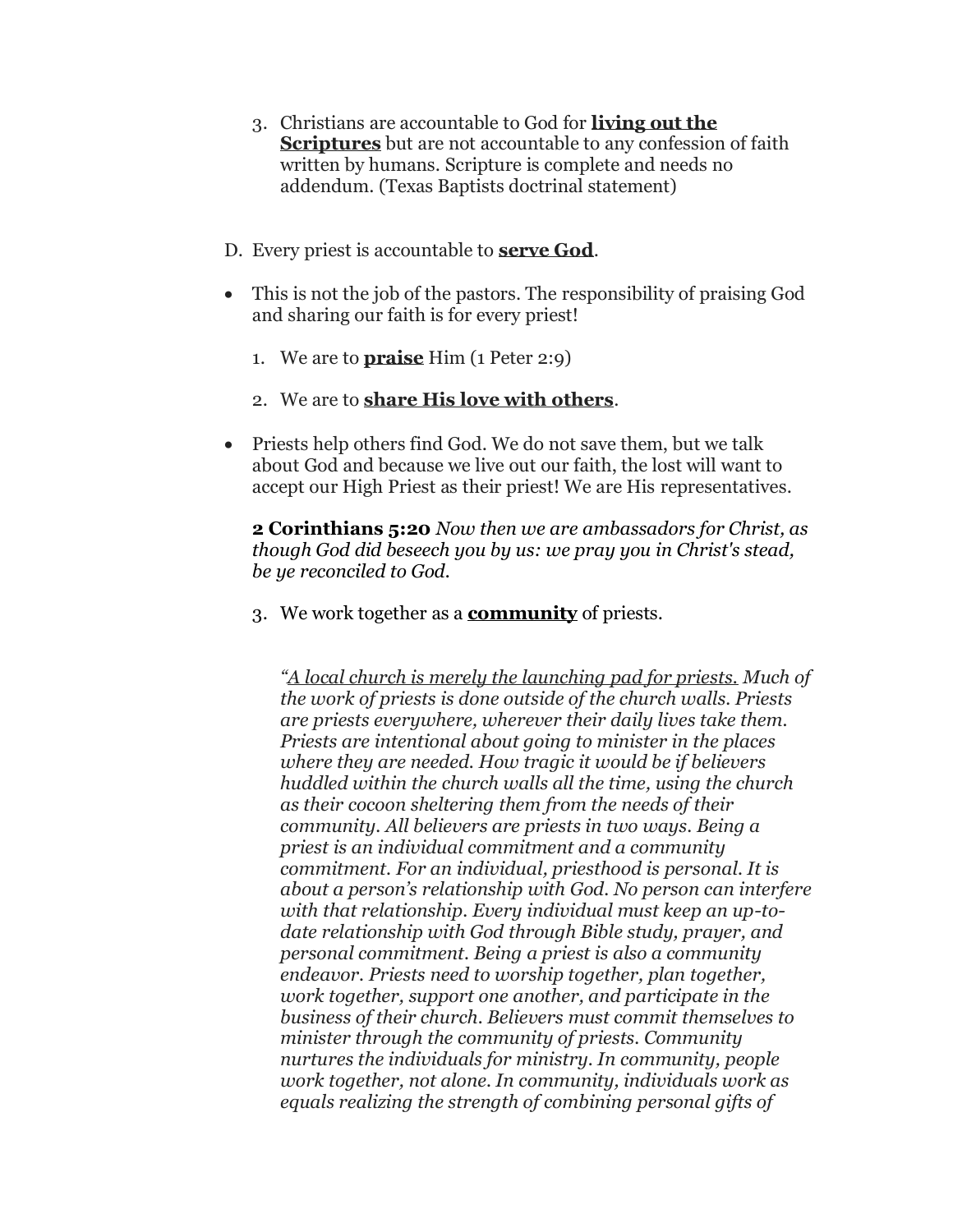3. Christians are accountable to God for **<u>living out the Scriptures</u>** but are not accountable to any confession of faith written by humans. Scripture is complete and needs no addendum. (Texas Baptists doctrinal statement)

D. Every priest is accountable to **<u>serve God</u>**.

- This is not the job of the pastors. The responsibility of praising God and sharing our faith is for every priest!

1. We are to **<u>praise</u>** Him (1 Peter 2:9)

2. We are to **<u>share His love with others</u>**.

- Priests help others find God. We do not save them, but we talk about God and because we live out our faith, the lost will want to accept our High Priest as their priest! We are His representatives.

**2 Corinthians 5:20** *Now then we are ambassadors for Christ, as though God did beseech you by us: we pray you in Christ's stead, be ye reconciled to God.*

3. We work together as a **<u>community</u>** of priests.

*"<u>A local church is merely the launching pad for priests.</u> Much of the work of priests is done outside of the church walls. Priests are priests everywhere, wherever their daily lives take them. Priests are intentional about going to minister in the places where they are needed. How tragic it would be if believers huddled within the church walls all the time, using the church as their cocoon sheltering them from the needs of their community. All believers are priests in two ways. Being a priest is an individual commitment and a community commitment. For an individual, priesthood is personal. It is about a person's relationship with God. No person can interfere with that relationship. Every individual must keep an up-to-date relationship with God through Bible study, prayer, and personal commitment. Being a priest is also a community endeavor. Priests need to worship together, plan together, work together, support one another, and participate in the business of their church. Believers must commit themselves to minister through the community of priests. Community nurtures the individuals for ministry. In community, people work together, not alone. In community, individuals work as equals realizing the strength of combining personal gifts of*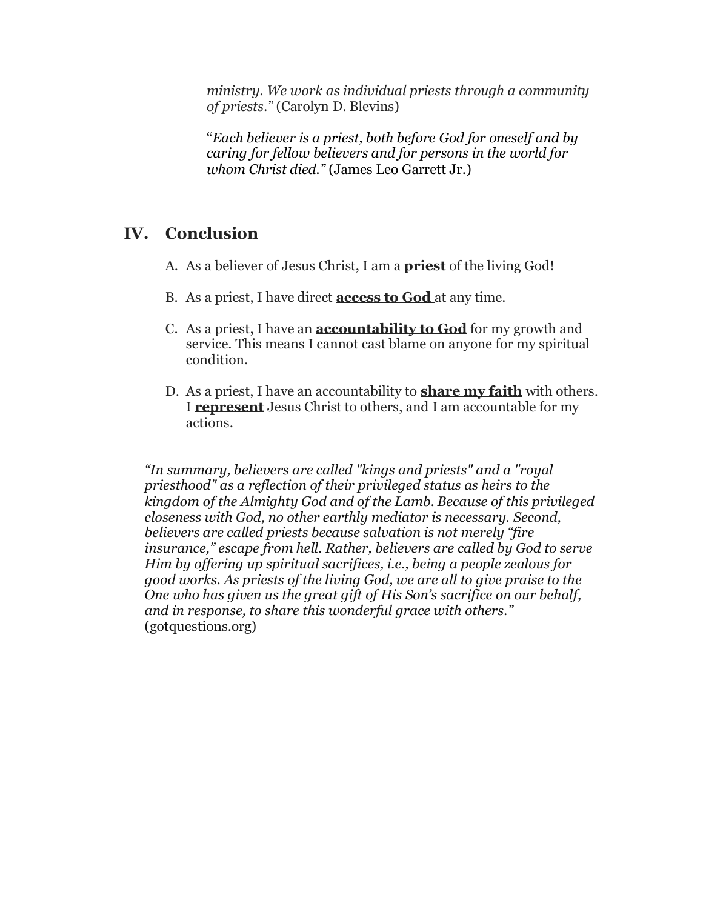*ministry. We work as individual priests through a community of priests."* (Carolyn D. Blevins)

"*Each believer is a priest, both before God for oneself and by caring for fellow believers and for persons in the world for whom Christ died."* (James Leo Garrett Jr.)

## IV. Conclusion

A. As a believer of Jesus Christ, I am a **priest** of the living God!

B. As a priest, I have direct **access to God** at any time.

C. As a priest, I have an **accountability to God** for my growth and service. This means I cannot cast blame on anyone for my spiritual condition.

D. As a priest, I have an accountability to **share my faith** with others. I **represent** Jesus Christ to others, and I am accountable for my actions.

*"In summary, believers are called "kings and priests" and a "royal priesthood" as a reflection of their privileged status as heirs to the kingdom of the Almighty God and of the Lamb. Because of this privileged closeness with God, no other earthly mediator is necessary. Second, believers are called priests because salvation is not merely "fire insurance," escape from hell. Rather, believers are called by God to serve Him by offering up spiritual sacrifices, i.e., being a people zealous for good works. As priests of the living God, we are all to give praise to the One who has given us the great gift of His Son's sacrifice on our behalf, and in response, to share this wonderful grace with others."* (gotquestions.org)